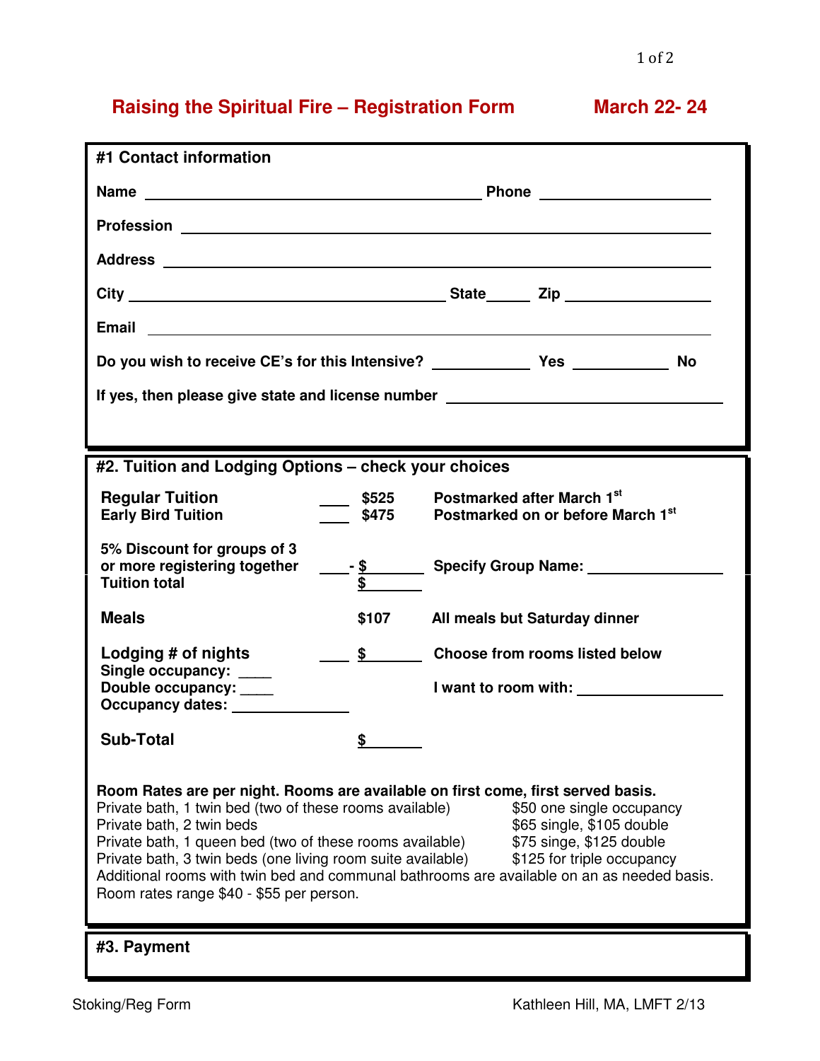# Raising the Spiritual Fire – Registration Form

**March 22- 24**

## #1 Contact information

**Name** ______________________________ **Phone** ____________________

**Profession** ______________________________________________

**Address** ______________________________________________

**City** ______________________________ **State**______ **Zip** ________________

**Email** ______________________________________________

**Do you wish to receive CE's for this Intensive?** ___________ **Yes** ___________ **No**

**If yes, then please give state and license number** ______________________________

## #2. Tuition and Lodging Options – check your choices

| | | | |
|---|---|---|---|
| **Regular Tuition** | ___ | **$525** | **Postmarked after March 1st** |
| **Early Bird Tuition** | ___ | **$475** | **Postmarked on or before March 1st** |
| **5% Discount for groups of 3 or more registering together** | ___ | **- $** ______ | **Specify Group Name:** ______________ |
| **Tuition total** | | **$** ______ | |
| **Meals** | | **$107** | **All meals but Saturday dinner** |
| **Lodging # of nights** | ___ | **$** ______ | **Choose from rooms listed below** |
| **Single occupancy:** ____ | | | |
| **Double occupancy:** ____ | | | **I want to room with:** ______________ |
| **Occupancy dates:** ____________ | | | |
| **Sub-Total** | | **$** ______ | |

**Room Rates are per night. Rooms are available on first come, first served basis.**

| Room | Rate |
|---|---|
| Private bath, 1 twin bed (two of these rooms available) | $50 one single occupancy |
| Private bath, 2 twin beds | $65 single, $105 double |
| Private bath, 1 queen bed (two of these rooms available) | $75 singe, $125 double |
| Private bath, 3 twin beds (one living room suite available) | $125 for triple occupancy |

Additional rooms with twin bed and communal bathrooms are available on an as needed basis. Room rates range $40 - $55 per person.

## #3. Payment

Stoking/Reg Form

Kathleen Hill, MA, LMFT 2/13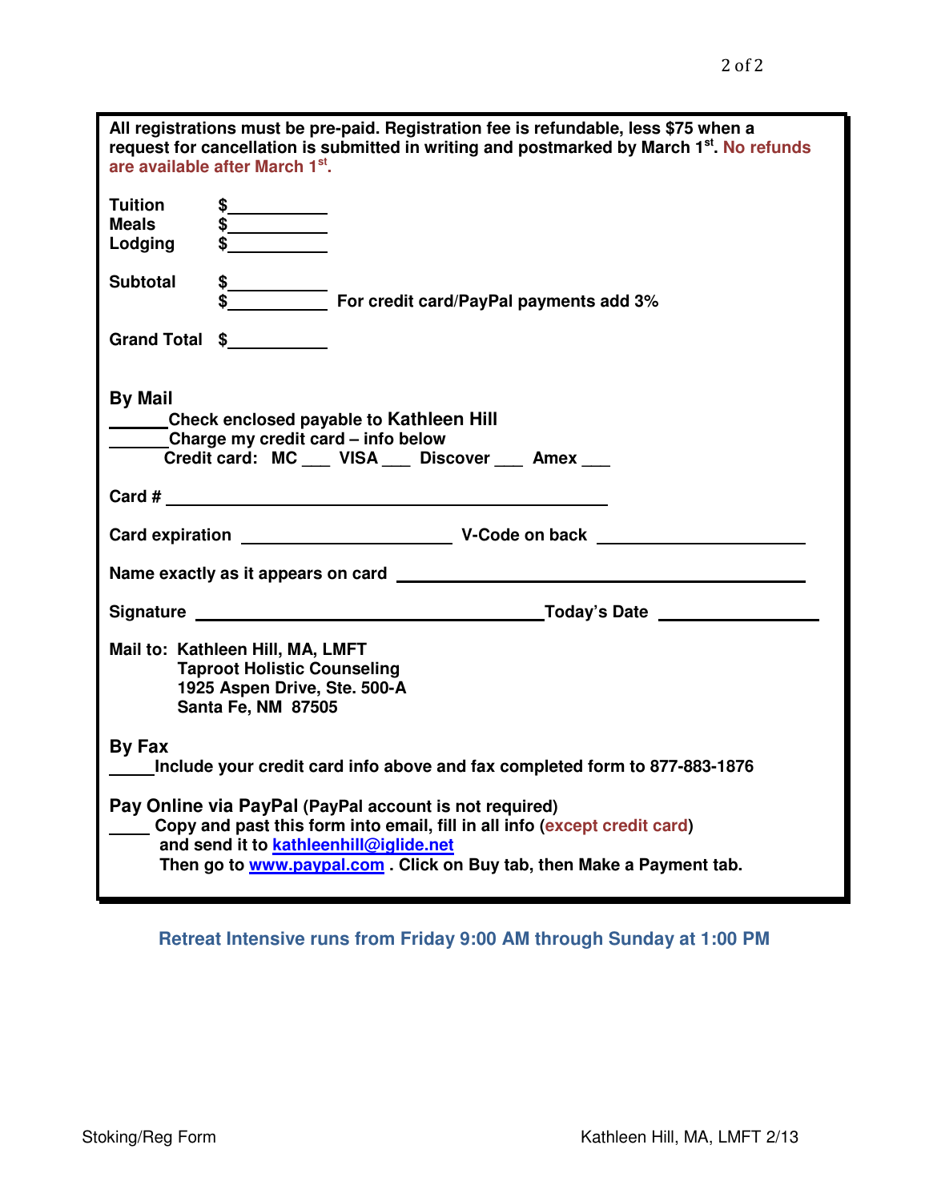**All registrations must be pre-paid. Registration fee is refundable, less $75 when a request for cancellation is submitted in writing and postmarked by March 1st. No refunds are available after March 1st.**

**Tuition** $__________
**Meals** $__________
**Lodging** $__________

**Subtotal** $__________
$__________ **For credit card/PayPal payments add 3%**

**Grand Total** $__________

**By Mail**

______**Check enclosed payable to Kathleen Hill**
______**Charge my credit card – info below**
**Credit card: MC ___ VISA ___ Discover ___ Amex ___**

**Card #** ______________________________________________

**Card expiration** ____________________ **V-Code on back** ____________________

**Name exactly as it appears on card** ______________________________________

**Signature** __________________________________ **Today's Date** ______________

**Mail to: Kathleen Hill, MA, LMFT**
**Taproot Holistic Counseling**
**1925 Aspen Drive, Ste. 500-A**
**Santa Fe, NM 87505**

**By Fax**

_____**Include your credit card info above and fax completed form to 877-883-1876**

**Pay Online via PayPal (PayPal account is not required)**

____ **Copy and past this form into email, fill in all info (except credit card) and send it to [kathleenhill@iglide.net](mailto:kathleenhill@iglide.net)**
**Then go to [www.paypal.com](http://www.paypal.com) . Click on Buy tab, then Make a Payment tab.**

**Retreat Intensive runs from Friday 9:00 AM through Sunday at 1:00 PM**